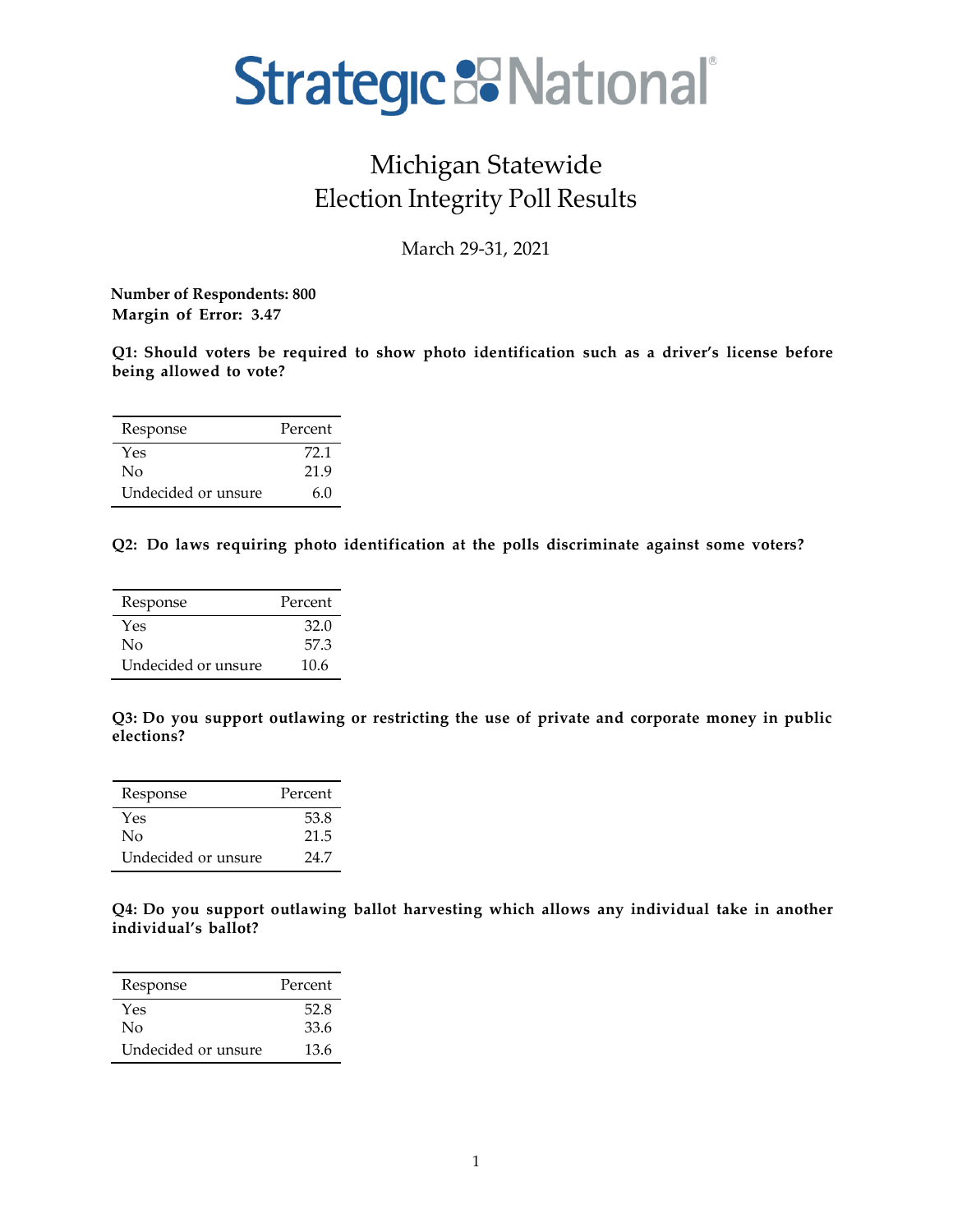# Strategic National

## Michigan Statewide
## Election Integrity Poll Results

March 29-31, 2021

**Number of Respondents: 800**
**Margin of Error: 3.47**

**Q1: Should voters be required to show photo identification such as a driver's license before being allowed to vote?**

| Response | Percent |
|---|---|
| Yes | 72.1 |
| No | 21.9 |
| Undecided or unsure | 6.0 |

**Q2: Do laws requiring photo identification at the polls discriminate against some voters?**

| Response | Percent |
|---|---|
| Yes | 32.0 |
| No | 57.3 |
| Undecided or unsure | 10.6 |

**Q3: Do you support outlawing or restricting the use of private and corporate money in public elections?**

| Response | Percent |
|---|---|
| Yes | 53.8 |
| No | 21.5 |
| Undecided or unsure | 24.7 |

**Q4: Do you support outlawing ballot harvesting which allows any individual take in another individual's ballot?**

| Response | Percent |
|---|---|
| Yes | 52.8 |
| No | 33.6 |
| Undecided or unsure | 13.6 |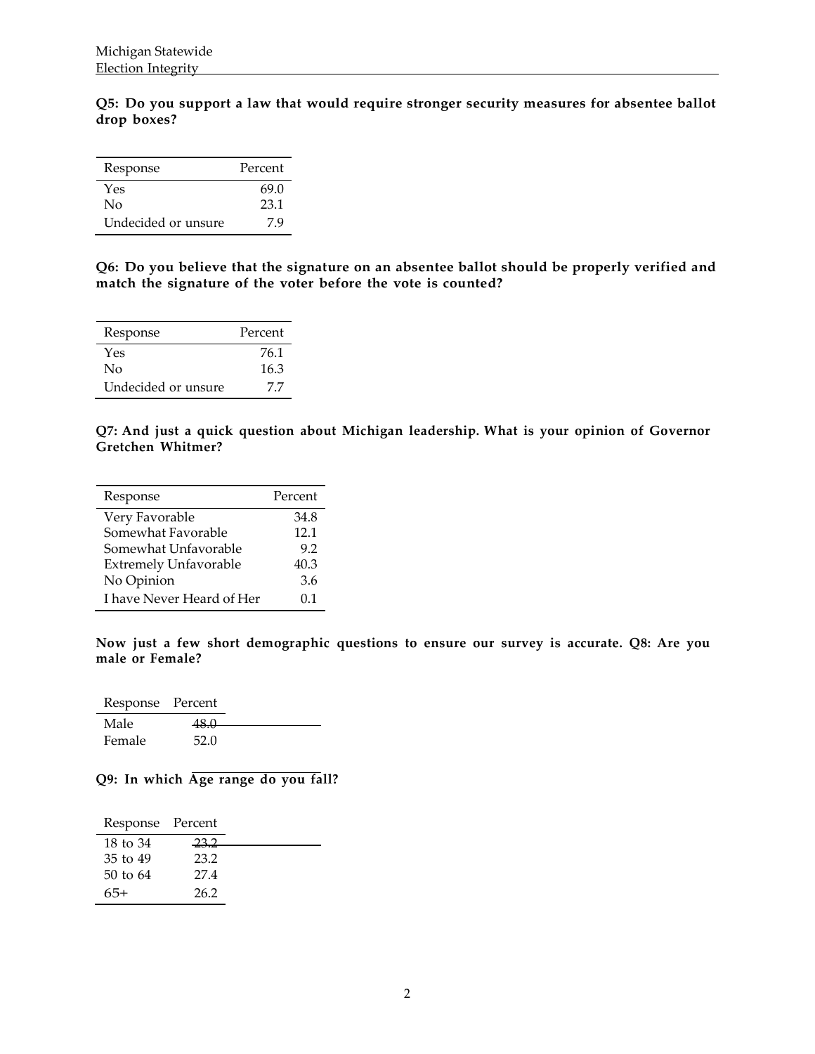**Q5: Do you support a law that would require stronger security measures for absentee ballot drop boxes?**

| Response | Percent |
|---|---|
| Yes | 69.0 |
| No | 23.1 |
| Undecided or unsure | 7.9 |

**Q6: Do you believe that the signature on an absentee ballot should be properly verified and match the signature of the voter before the vote is counted?**

| Response | Percent |
|---|---|
| Yes | 76.1 |
| No | 16.3 |
| Undecided or unsure | 7.7 |

**Q7: And just a quick question about Michigan leadership. What is your opinion of Governor Gretchen Whitmer?**

| Response | Percent |
|---|---|
| Very Favorable | 34.8 |
| Somewhat Favorable | 12.1 |
| Somewhat Unfavorable | 9.2 |
| Extremely Unfavorable | 40.3 |
| No Opinion | 3.6 |
| I have Never Heard of Her | 0.1 |

**Now just a few short demographic questions to ensure our survey is accurate. Q8: Are you male or Female?**

| Response | Percent |
|---|---|
| Male | 48.0 |
| Female | 52.0 |

**Q9: In which Age range do you fall?**

| Response | Percent |
|---|---|
| 18 to 34 | 23.2 |
| 35 to 49 | 23.2 |
| 50 to 64 | 27.4 |
| 65+ | 26.2 |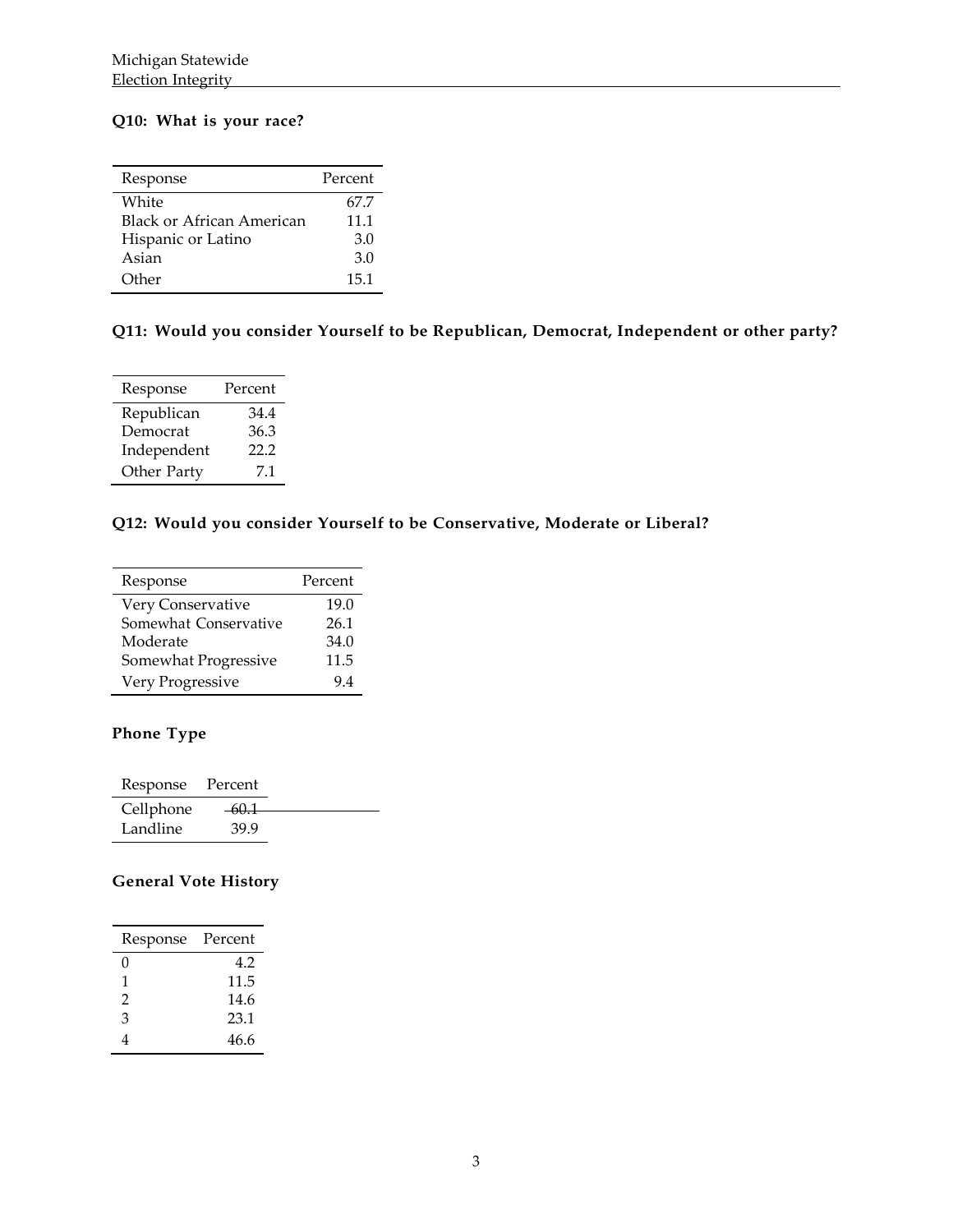## Q10: What is your race?

| Response | Percent |
|---|---|
| White | 67.7 |
| Black or African American | 11.1 |
| Hispanic or Latino | 3.0 |
| Asian | 3.0 |
| Other | 15.1 |

## Q11: Would you consider Yourself to be Republican, Democrat, Independent or other party?

| Response | Percent |
|---|---|
| Republican | 34.4 |
| Democrat | 36.3 |
| Independent | 22.2 |
| Other Party | 7.1 |

## Q12: Would you consider Yourself to be Conservative, Moderate or Liberal?

| Response | Percent |
|---|---|
| Very Conservative | 19.0 |
| Somewhat Conservative | 26.1 |
| Moderate | 34.0 |
| Somewhat Progressive | 11.5 |
| Very Progressive | 9.4 |

## Phone Type

| Response | Percent |
|---|---|
| Cellphone | 60.1 |
| Landline | 39.9 |

## General Vote History

| Response | Percent |
|---|---|
| 0 | 4.2 |
| 1 | 11.5 |
| 2 | 14.6 |
| 3 | 23.1 |
| 4 | 46.6 |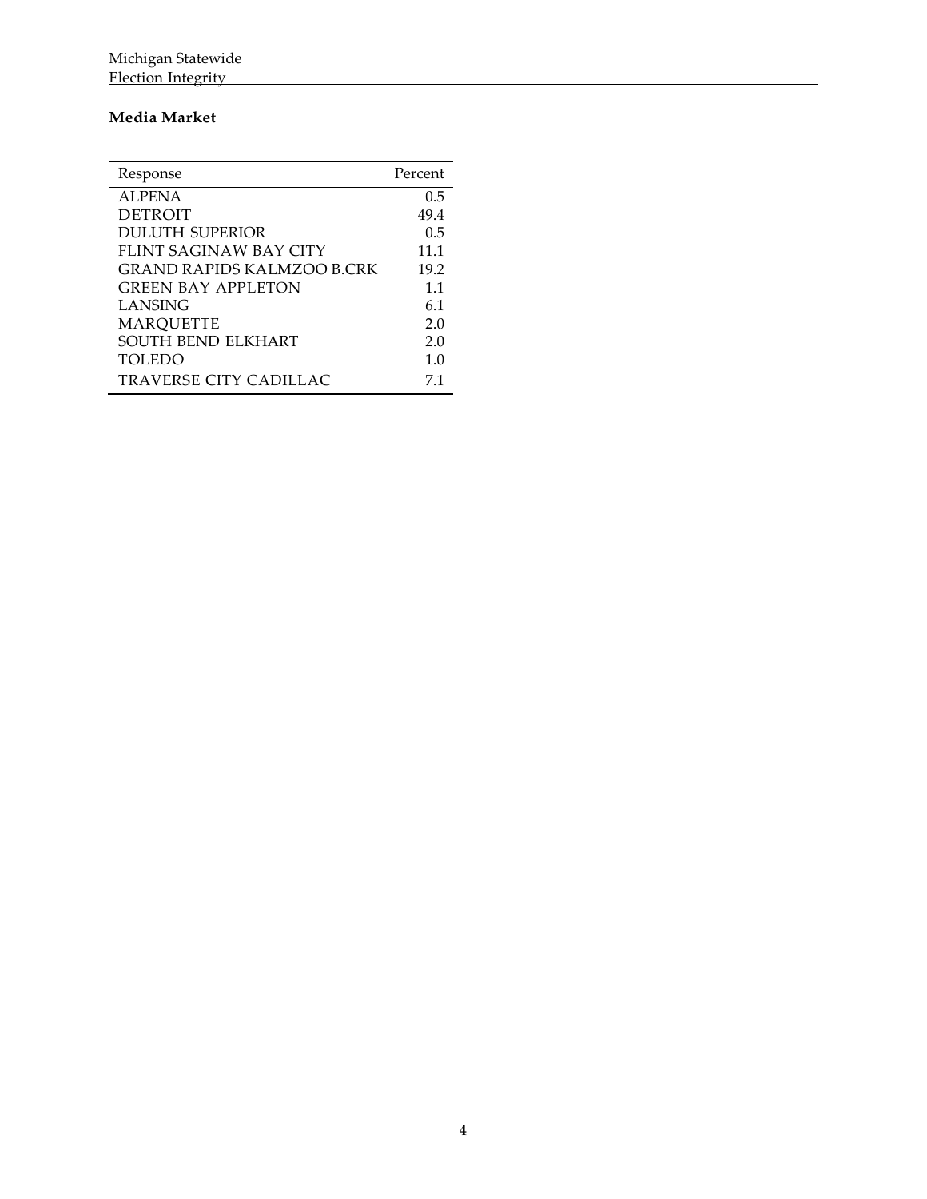**Media Market**

| Response | Percent |
|---|---|
| ALPENA | 0.5 |
| DETROIT | 49.4 |
| DULUTH SUPERIOR | 0.5 |
| FLINT SAGINAW BAY CITY | 11.1 |
| GRAND RAPIDS KALMZOO B.CRK | 19.2 |
| GREEN BAY APPLETON | 1.1 |
| LANSING | 6.1 |
| MARQUETTE | 2.0 |
| SOUTH BEND ELKHART | 2.0 |
| TOLEDO | 1.0 |
| TRAVERSE CITY CADILLAC | 7.1 |